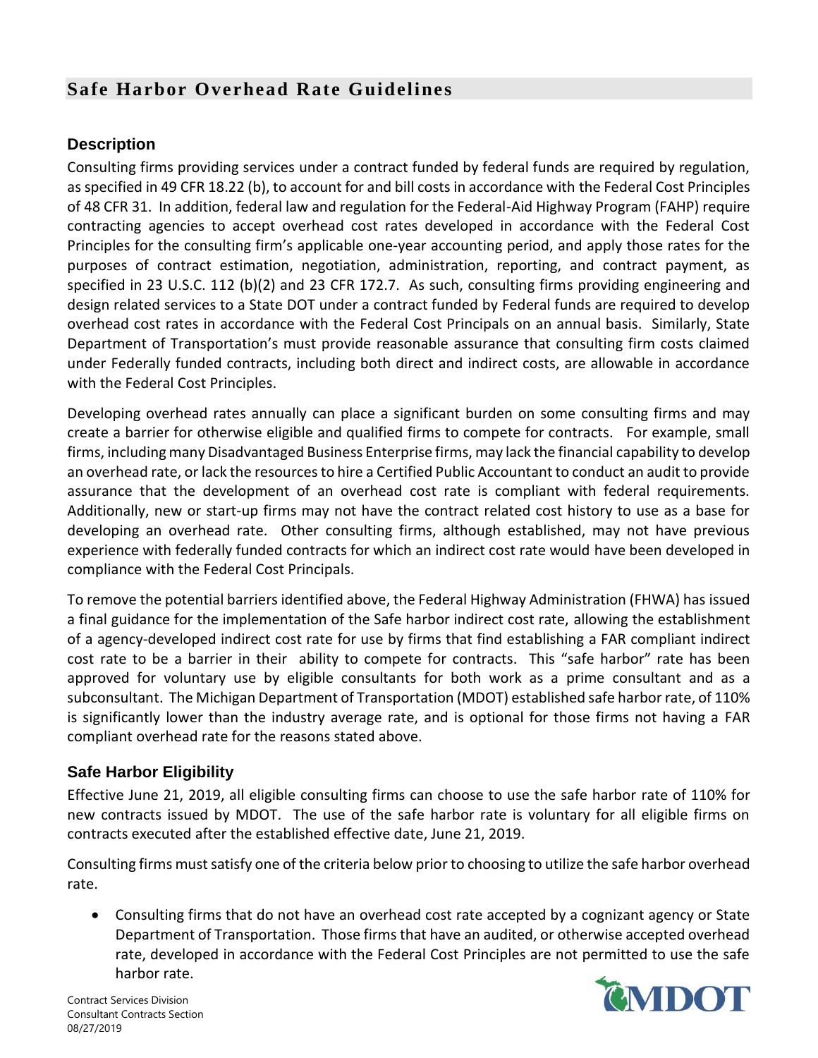# Safe Harbor Overhead Rate Guidelines

## Description

Consulting firms providing services under a contract funded by federal funds are required by regulation, as specified in 49 CFR 18.22 (b), to account for and bill costs in accordance with the Federal Cost Principles of 48 CFR 31. In addition, federal law and regulation for the Federal-Aid Highway Program (FAHP) require contracting agencies to accept overhead cost rates developed in accordance with the Federal Cost Principles for the consulting firm's applicable one-year accounting period, and apply those rates for the purposes of contract estimation, negotiation, administration, reporting, and contract payment, as specified in 23 U.S.C. 112 (b)(2) and 23 CFR 172.7. As such, consulting firms providing engineering and design related services to a State DOT under a contract funded by Federal funds are required to develop overhead cost rates in accordance with the Federal Cost Principals on an annual basis. Similarly, State Department of Transportation's must provide reasonable assurance that consulting firm costs claimed under Federally funded contracts, including both direct and indirect costs, are allowable in accordance with the Federal Cost Principles.

Developing overhead rates annually can place a significant burden on some consulting firms and may create a barrier for otherwise eligible and qualified firms to compete for contracts. For example, small firms, including many Disadvantaged Business Enterprise firms, may lack the financial capability to develop an overhead rate, or lack the resources to hire a Certified Public Accountant to conduct an audit to provide assurance that the development of an overhead cost rate is compliant with federal requirements. Additionally, new or start-up firms may not have the contract related cost history to use as a base for developing an overhead rate. Other consulting firms, although established, may not have previous experience with federally funded contracts for which an indirect cost rate would have been developed in compliance with the Federal Cost Principals.

To remove the potential barriers identified above, the Federal Highway Administration (FHWA) has issued a final guidance for the implementation of the Safe harbor indirect cost rate, allowing the establishment of a agency-developed indirect cost rate for use by firms that find establishing a FAR compliant indirect cost rate to be a barrier in their ability to compete for contracts. This "safe harbor" rate has been approved for voluntary use by eligible consultants for both work as a prime consultant and as a subconsultant. The Michigan Department of Transportation (MDOT) established safe harbor rate, of 110% is significantly lower than the industry average rate, and is optional for those firms not having a FAR compliant overhead rate for the reasons stated above.

## Safe Harbor Eligibility

Effective June 21, 2019, all eligible consulting firms can choose to use the safe harbor rate of 110% for new contracts issued by MDOT. The use of the safe harbor rate is voluntary for all eligible firms on contracts executed after the established effective date, June 21, 2019.

Consulting firms must satisfy one of the criteria below prior to choosing to utilize the safe harbor overhead rate.

- Consulting firms that do not have an overhead cost rate accepted by a cognizant agency or State Department of Transportation. Those firms that have an audited, or otherwise accepted overhead rate, developed in accordance with the Federal Cost Principles are not permitted to use the safe harbor rate.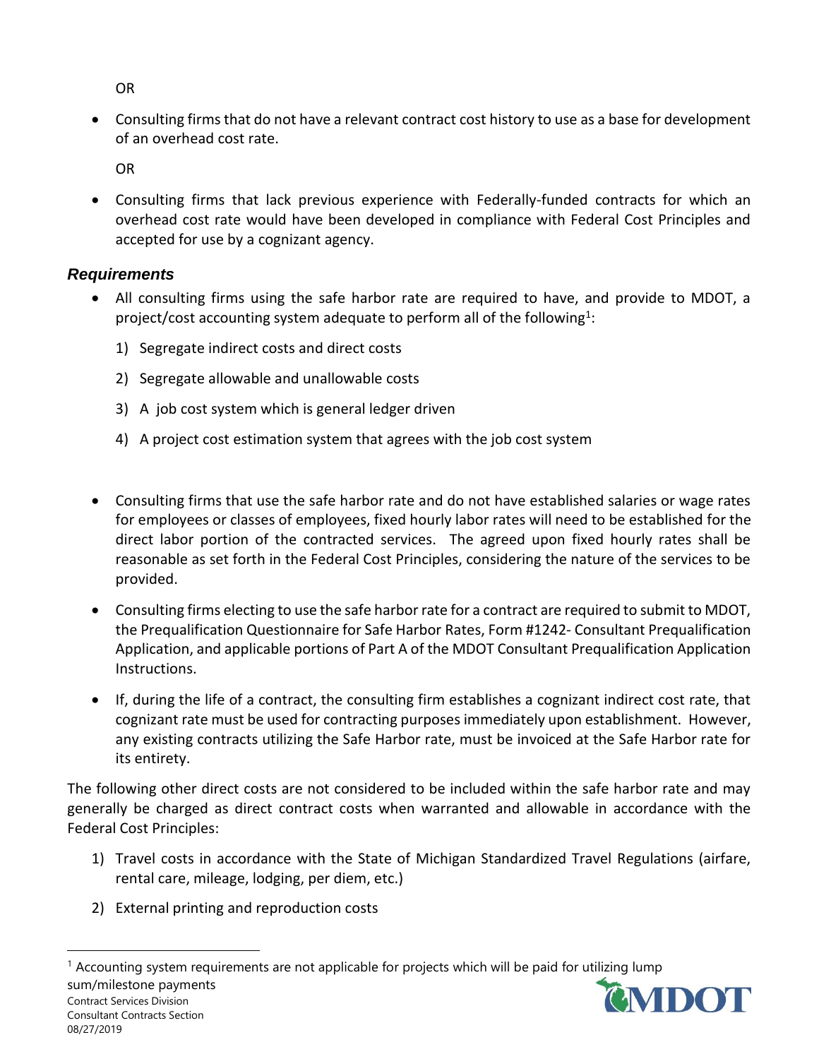OR

- Consulting firms that do not have a relevant contract cost history to use as a base for development of an overhead cost rate.

  OR

- Consulting firms that lack previous experience with Federally-funded contracts for which an overhead cost rate would have been developed in compliance with Federal Cost Principles and accepted for use by a cognizant agency.

### *Requirements*

- All consulting firms using the safe harbor rate are required to have, and provide to MDOT, a project/cost accounting system adequate to perform all of the following[1]:

  1) Segregate indirect costs and direct costs
  2) Segregate allowable and unallowable costs
  3) A job cost system which is general ledger driven
  4) A project cost estimation system that agrees with the job cost system

- Consulting firms that use the safe harbor rate and do not have established salaries or wage rates for employees or classes of employees, fixed hourly labor rates will need to be established for the direct labor portion of the contracted services. The agreed upon fixed hourly rates shall be reasonable as set forth in the Federal Cost Principles, considering the nature of the services to be provided.

- Consulting firms electing to use the safe harbor rate for a contract are required to submit to MDOT, the Prequalification Questionnaire for Safe Harbor Rates, Form #1242- Consultant Prequalification Application, and applicable portions of Part A of the MDOT Consultant Prequalification Application Instructions.

- If, during the life of a contract, the consulting firm establishes a cognizant indirect cost rate, that cognizant rate must be used for contracting purposes immediately upon establishment. However, any existing contracts utilizing the Safe Harbor rate, must be invoiced at the Safe Harbor rate for its entirety.

The following other direct costs are not considered to be included within the safe harbor rate and may generally be charged as direct contract costs when warranted and allowable in accordance with the Federal Cost Principles:

1) Travel costs in accordance with the State of Michigan Standardized Travel Regulations (airfare, rental care, mileage, lodging, per diem, etc.)
2) External printing and reproduction costs

[1] Accounting system requirements are not applicable for projects which will be paid for utilizing lump sum/milestone payments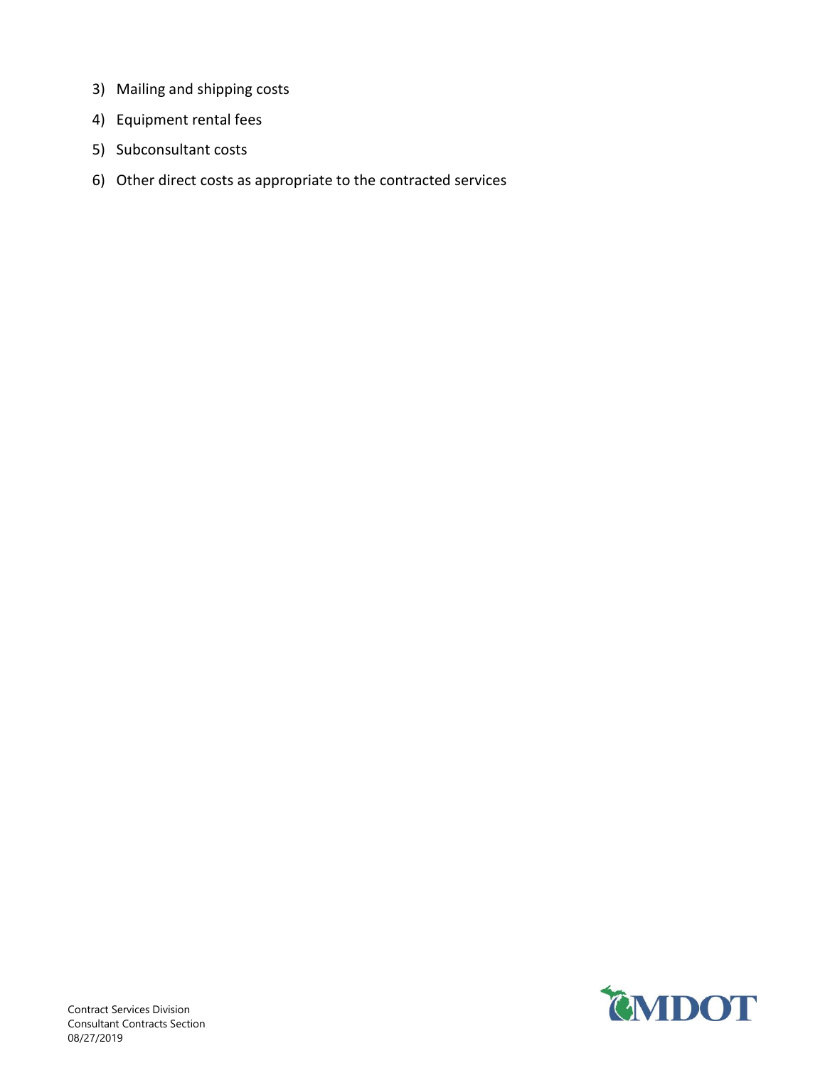3) Mailing and shipping costs
4) Equipment rental fees
5) Subconsultant costs
6) Other direct costs as appropriate to the contracted services